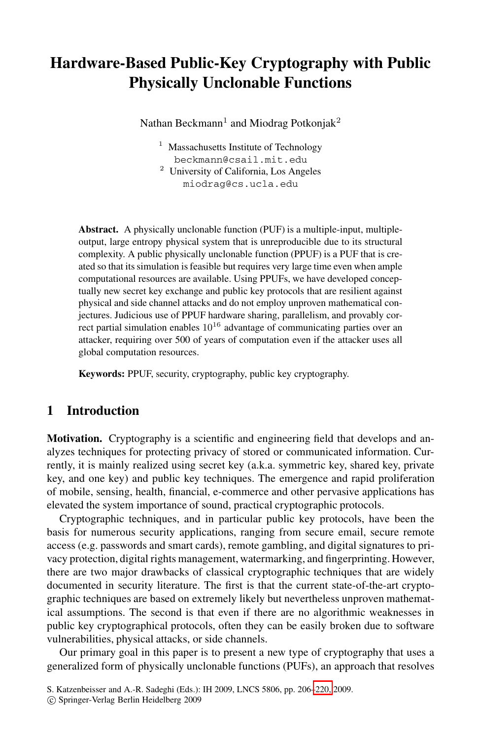# Hardware-Based Public-Key Cryptography with Public Physically Unclonable Functions

Nathan Beckmann[1] and Miodrag Potkonjak[2]

[1] Massachusetts Institute of Technology
beckmann@csail.mit.edu

[2] University of California, Los Angeles
miodrag@cs.ucla.edu

**Abstract.** A physically unclonable function (PUF) is a multiple-input, multiple-output, large entropy physical system that is unreproducible due to its structural complexity. A public physically unclonable function (PPUF) is a PUF that is created so that its simulation is feasible but requires very large time even when ample computational resources are available. Using PPUFs, we have developed conceptually new secret key exchange and public key protocols that are resilient against physical and side channel attacks and do not employ unproven mathematical conjectures. Judicious use of PPUF hardware sharing, parallelism, and provably correct partial simulation enables $10^{16}$ advantage of communicating parties over an attacker, requiring over 500 of years of computation even if the attacker uses all global computation resources.

**Keywords:** PPUF, security, cryptography, public key cryptography.

## 1 Introduction

**Motivation.** Cryptography is a scientific and engineering field that develops and analyzes techniques for protecting privacy of stored or communicated information. Currently, it is mainly realized using secret key (a.k.a. symmetric key, shared key, private key, and one key) and public key techniques. The emergence and rapid proliferation of mobile, sensing, health, financial, e-commerce and other pervasive applications has elevated the system importance of sound, practical cryptographic protocols.

Cryptographic techniques, and in particular public key protocols, have been the basis for numerous security applications, ranging from secure email, secure remote access (e.g. passwords and smart cards), remote gambling, and digital signatures to privacy protection, digital rights management, watermarking, and fingerprinting. However, there are two major drawbacks of classical cryptographic techniques that are widely documented in security literature. The first is that the current state-of-the-art cryptographic techniques are based on extremely likely but nevertheless unproven mathematical assumptions. The second is that even if there are no algorithmic weaknesses in public key cryptographical protocols, often they can be easily broken due to software vulnerabilities, physical attacks, or side channels.

Our primary goal in this paper is to present a new type of cryptography that uses a generalized form of physically unclonable functions (PUFs), an approach that resolves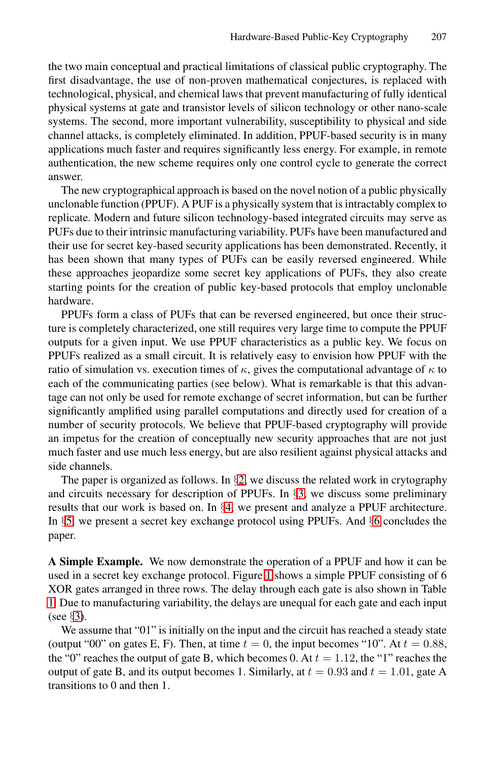the two main conceptual and practical limitations of classical public cryptography. The first disadvantage, the use of non-proven mathematical conjectures, is replaced with technological, physical, and chemical laws that prevent manufacturing of fully identical physical systems at gate and transistor levels of silicon technology or other nano-scale systems. The second, more important vulnerability, susceptibility to physical and side channel attacks, is completely eliminated. In addition, PPUF-based security is in many applications much faster and requires significantly less energy. For example, in remote authentication, the new scheme requires only one control cycle to generate the correct answer.

The new cryptographical approach is based on the novel notion of a public physically unclonable function (PPUF). A PUF is a physically system that is intractably complex to replicate. Modern and future silicon technology-based integrated circuits may serve as PUFs due to their intrinsic manufacturing variability. PUFs have been manufactured and their use for secret key-based security applications has been demonstrated. Recently, it has been shown that many types of PUFs can be easily reversed engineered. While these approaches jeopardize some secret key applications of PUFs, they also create starting points for the creation of public key-based protocols that employ unclonable hardware.

PPUFs form a class of PUFs that can be reversed engineered, but once their structure is completely characterized, one still requires very large time to compute the PPUF outputs for a given input. We use PPUF characteristics as a public key. We focus on PPUFs realized as a small circuit. It is relatively easy to envision how PPUF with the ratio of simulation vs. execution times of $\kappa$, gives the computational advantage of $\kappa$ to each of the communicating parties (see below). What is remarkable is that this advantage can not only be used for remote exchange of secret information, but can be further significantly amplified using parallel computations and directly used for creation of a number of security protocols. We believe that PPUF-based cryptography will provide an impetus for the creation of conceptually new security approaches that are not just much faster and use much less energy, but are also resilient against physical attacks and side channels.

The paper is organized as follows. In §2, we discuss the related work in crytography and circuits necessary for description of PPUFs. In §3, we discuss some preliminary results that our work is based on. In §4, we present and analyze a PPUF architecture. In §5, we present a secret key exchange protocol using PPUFs. And §6 concludes the paper.

**A Simple Example.** We now demonstrate the operation of a PPUF and how it can be used in a secret key exchange protocol. Figure 1 shows a simple PPUF consisting of 6 XOR gates arranged in three rows. The delay through each gate is also shown in Table 1. Due to manufacturing variability, the delays are unequal for each gate and each input (see §3).

We assume that "01" is initially on the input and the circuit has reached a steady state (output "00" on gates E, F). Then, at time $t = 0$, the input becomes "10". At $t = 0.88$, the "0" reaches the output of gate B, which becomes 0. At $t = 1.12$, the "1" reaches the output of gate B, and its output becomes 1. Similarly, at $t = 0.93$ and $t = 1.01$, gate A transitions to 0 and then 1.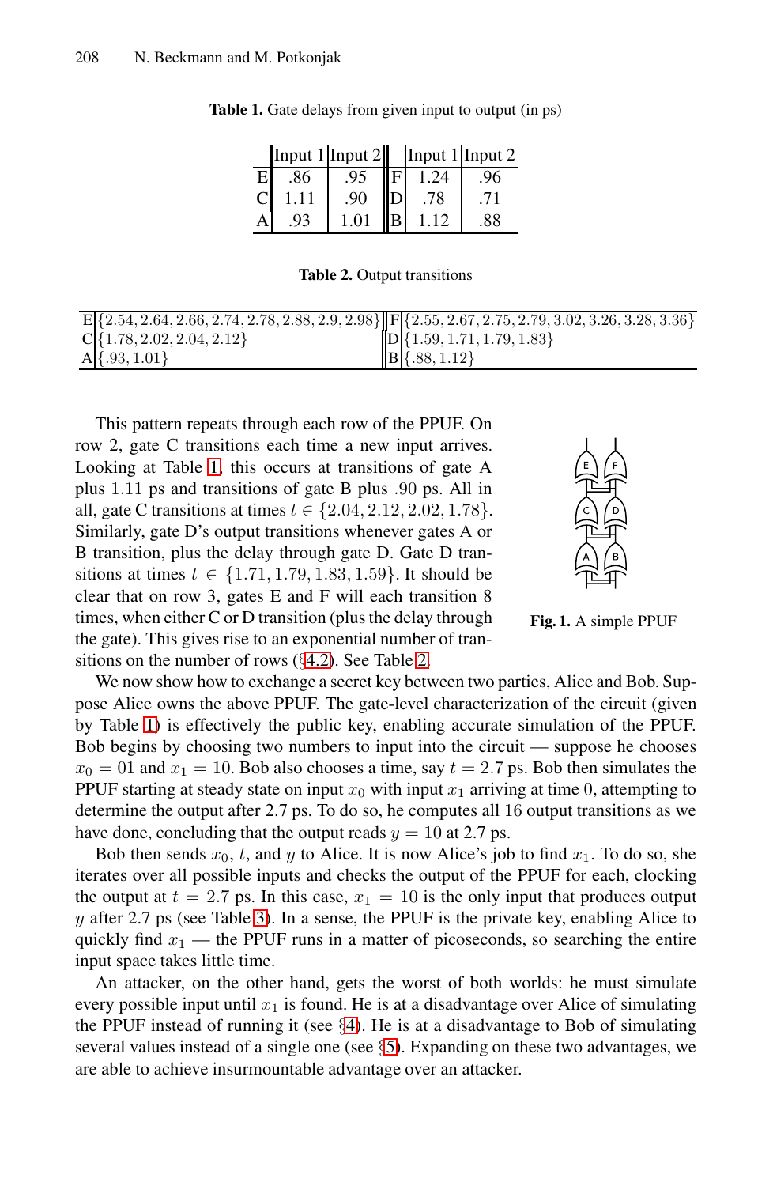**Table 1.** Gate delays from given input to output (in ps)

| | Input 1 | Input 2 | | Input 1 | Input 2 |
|---|---|---|---|---|---|
| E | .86 | .95 | F | 1.24 | .96 |
| C | 1.11 | .90 | D | .78 | .71 |
| A | .93 | 1.01 | B | 1.12 | .88 |

**Table 2.** Output transitions

| | | | |
|---|---|---|---|
| E | $\{2.54, 2.64, 2.66, 2.74, 2.78, 2.88, 2.9, 2.98\}$ | F | $\{2.55, 2.67, 2.75, 2.79, 3.02, 3.26, 3.28, 3.36\}$ |
| C | $\{1.78, 2.02, 2.04, 2.12\}$ | D | $\{1.59, 1.71, 1.79, 1.83\}$ |
| A | $\{.93, 1.01\}$ | B | $\{.88, 1.12\}$ |

This pattern repeats through each row of the PPUF. On row 2, gate C transitions each time a new input arrives. Looking at Table 1, this occurs at transitions of gate A plus 1.11 ps and transitions of gate B plus .90 ps. All in all, gate C transitions at times $t \in \{2.04, 2.12, 2.02, 1.78\}$. Similarly, gate D's output transitions whenever gates A or B transition, plus the delay through gate D. Gate D transitions at times $t \in \{1.71, 1.79, 1.83, 1.59\}$. It should be clear that on row 3, gates E and F will each transition 8 times, when either C or D transition (plus the delay through the gate). This gives rise to an exponential number of transitions on the number of rows (§4.2). See Table 2.

**Fig. 1.** A simple PPUF

We now show how to exchange a secret key between two parties, Alice and Bob. Suppose Alice owns the above PPUF. The gate-level characterization of the circuit (given by Table 1) is effectively the public key, enabling accurate simulation of the PPUF. Bob begins by choosing two numbers to input into the circuit — suppose he chooses $x_0 = 01$ and $x_1 = 10$. Bob also chooses a time, say $t = 2.7$ ps. Bob then simulates the PPUF starting at steady state on input $x_0$ with input $x_1$ arriving at time 0, attempting to determine the output after 2.7 ps. To do so, he computes all 16 output transitions as we have done, concluding that the output reads $y = 10$ at 2.7 ps.

Bob then sends $x_0$, $t$, and $y$ to Alice. It is now Alice's job to find $x_1$. To do so, she iterates over all possible inputs and checks the output of the PPUF for each, clocking the output at $t = 2.7$ ps. In this case, $x_1 = 10$ is the only input that produces output $y$ after 2.7 ps (see Table 3). In a sense, the PPUF is the private key, enabling Alice to quickly find $x_1$ — the PPUF runs in a matter of picoseconds, so searching the entire input space takes little time.

An attacker, on the other hand, gets the worst of both worlds: he must simulate every possible input until $x_1$ is found. He is at a disadvantage over Alice of simulating the PPUF instead of running it (see §4). He is at a disadvantage to Bob of simulating several values instead of a single one (see §5). Expanding on these two advantages, we are able to achieve insurmountable advantage over an attacker.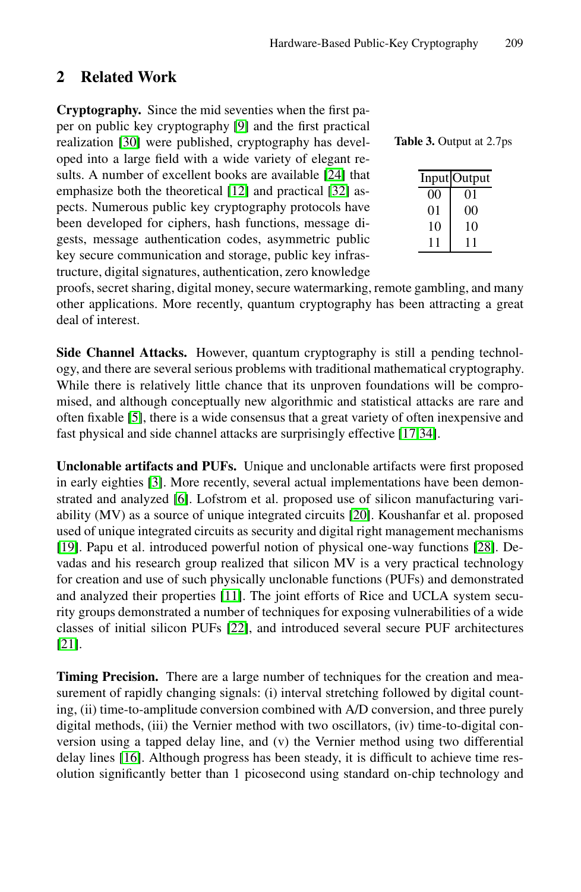## 2 Related Work

**Cryptography.** Since the mid seventies when the first paper on public key cryptography [9] and the first practical realization [30] were published, cryptography has developed into a large field with a wide variety of elegant results. A number of excellent books are available [24] that emphasize both the theoretical [12] and practical [32] aspects. Numerous public key cryptography protocols have been developed for ciphers, hash functions, message digests, message authentication codes, asymmetric public key secure communication and storage, public key infrastructure, digital signatures, authentication, zero knowledge proofs, secret sharing, digital money, secure watermarking, remote gambling, and many other applications. More recently, quantum cryptography has been attracting a great deal of interest.

**Table 3.** Output at 2.7ps

| Input | Output |
|---|---|
| 00 | 01 |
| 01 | 00 |
| 10 | 10 |
| 11 | 11 |

**Side Channel Attacks.** However, quantum cryptography is still a pending technology, and there are several serious problems with traditional mathematical cryptography. While there is relatively little chance that its unproven foundations will be compromised, and although conceptually new algorithmic and statistical attacks are rare and often fixable [5], there is a wide consensus that a great variety of often inexpensive and fast physical and side channel attacks are surprisingly effective [17,34].

**Unclonable artifacts and PUFs.** Unique and unclonable artifacts were first proposed in early eighties [3]. More recently, several actual implementations have been demonstrated and analyzed [6]. Lofstrom et al. proposed use of silicon manufacturing variability (MV) as a source of unique integrated circuits [20]. Koushanfar et al. proposed used of unique integrated circuits as security and digital right management mechanisms [19]. Papu et al. introduced powerful notion of physical one-way functions [28]. Devadas and his research group realized that silicon MV is a very practical technology for creation and use of such physically unclonable functions (PUFs) and demonstrated and analyzed their properties [11]. The joint efforts of Rice and UCLA system security groups demonstrated a number of techniques for exposing vulnerabilities of a wide classes of initial silicon PUFs [22], and introduced several secure PUF architectures [21].

**Timing Precision.** There are a large number of techniques for the creation and measurement of rapidly changing signals: (i) interval stretching followed by digital counting, (ii) time-to-amplitude conversion combined with A/D conversion, and three purely digital methods, (iii) the Vernier method with two oscillators, (iv) time-to-digital conversion using a tapped delay line, and (v) the Vernier method using two differential delay lines [16]. Although progress has been steady, it is difficult to achieve time resolution significantly better than 1 picosecond using standard on-chip technology and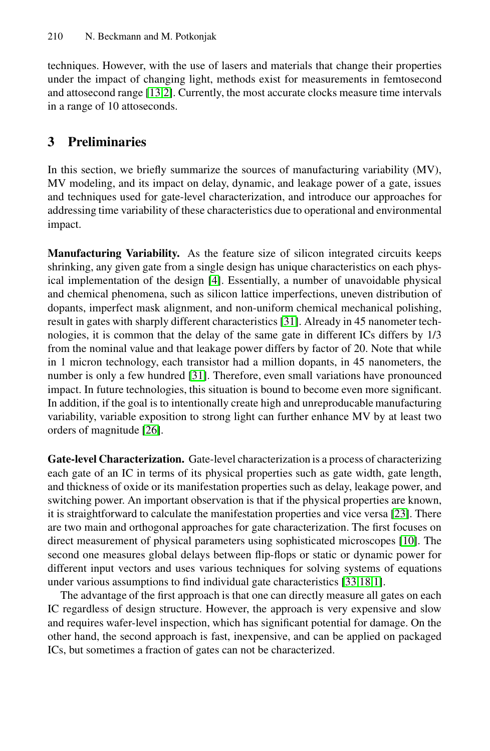techniques. However, with the use of lasers and materials that change their properties under the impact of changing light, methods exist for measurements in femtosecond and attosecond range [13,2]. Currently, the most accurate clocks measure time intervals in a range of 10 attoseconds.

## 3 Preliminaries

In this section, we briefly summarize the sources of manufacturing variability (MV), MV modeling, and its impact on delay, dynamic, and leakage power of a gate, issues and techniques used for gate-level characterization, and introduce our approaches for addressing time variability of these characteristics due to operational and environmental impact.

**Manufacturing Variability.** As the feature size of silicon integrated circuits keeps shrinking, any given gate from a single design has unique characteristics on each physical implementation of the design [4]. Essentially, a number of unavoidable physical and chemical phenomena, such as silicon lattice imperfections, uneven distribution of dopants, imperfect mask alignment, and non-uniform chemical mechanical polishing, result in gates with sharply different characteristics [31]. Already in 45 nanometer technologies, it is common that the delay of the same gate in different ICs differs by 1/3 from the nominal value and that leakage power differs by factor of 20. Note that while in 1 micron technology, each transistor had a million dopants, in 45 nanometers, the number is only a few hundred [31]. Therefore, even small variations have pronounced impact. In future technologies, this situation is bound to become even more significant. In addition, if the goal is to intentionally create high and unreproducable manufacturing variability, variable exposition to strong light can further enhance MV by at least two orders of magnitude [26].

**Gate-level Characterization.** Gate-level characterization is a process of characterizing each gate of an IC in terms of its physical properties such as gate width, gate length, and thickness of oxide or its manifestation properties such as delay, leakage power, and switching power. An important observation is that if the physical properties are known, it is straightforward to calculate the manifestation properties and vice versa [23]. There are two main and orthogonal approaches for gate characterization. The first focuses on direct measurement of physical parameters using sophisticated microscopes [10]. The second one measures global delays between flip-flops or static or dynamic power for different input vectors and uses various techniques for solving systems of equations under various assumptions to find individual gate characteristics [33,18,1].

The advantage of the first approach is that one can directly measure all gates on each IC regardless of design structure. However, the approach is very expensive and slow and requires wafer-level inspection, which has significant potential for damage. On the other hand, the second approach is fast, inexpensive, and can be applied on packaged ICs, but sometimes a fraction of gates can not be characterized.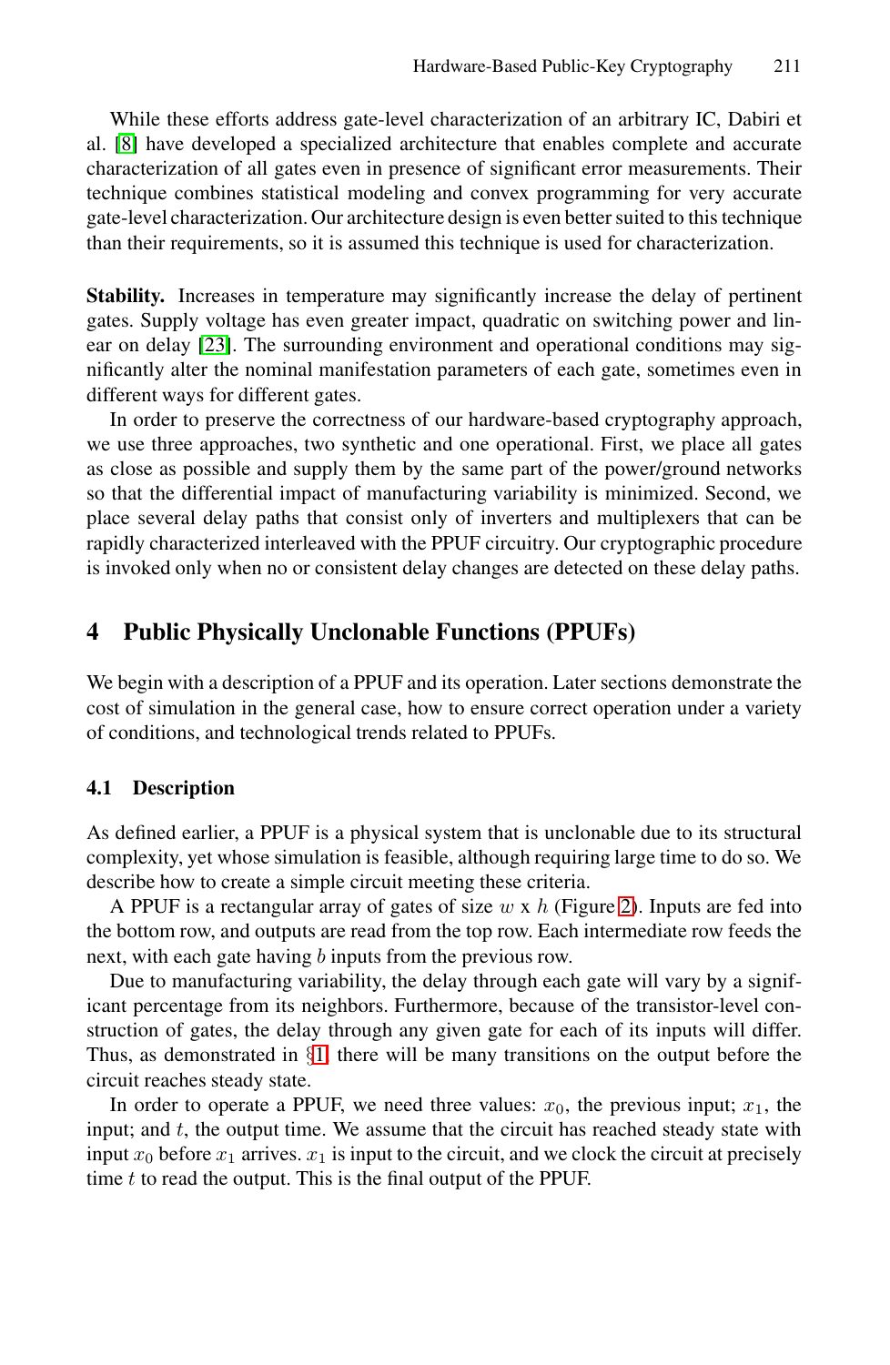While these efforts address gate-level characterization of an arbitrary IC, Dabiri et al. [8] have developed a specialized architecture that enables complete and accurate characterization of all gates even in presence of significant error measurements. Their technique combines statistical modeling and convex programming for very accurate gate-level characterization. Our architecture design is even better suited to this technique than their requirements, so it is assumed this technique is used for characterization.

**Stability.** Increases in temperature may significantly increase the delay of pertinent gates. Supply voltage has even greater impact, quadratic on switching power and linear on delay [23]. The surrounding environment and operational conditions may significantly alter the nominal manifestation parameters of each gate, sometimes even in different ways for different gates.

In order to preserve the correctness of our hardware-based cryptography approach, we use three approaches, two synthetic and one operational. First, we place all gates as close as possible and supply them by the same part of the power/ground networks so that the differential impact of manufacturing variability is minimized. Second, we place several delay paths that consist only of inverters and multiplexers that can be rapidly characterized interleaved with the PPUF circuitry. Our cryptographic procedure is invoked only when no or consistent delay changes are detected on these delay paths.

## 4 Public Physically Unclonable Functions (PPUFs)

We begin with a description of a PPUF and its operation. Later sections demonstrate the cost of simulation in the general case, how to ensure correct operation under a variety of conditions, and technological trends related to PPUFs.

### 4.1 Description

As defined earlier, a PPUF is a physical system that is unclonable due to its structural complexity, yet whose simulation is feasible, although requiring large time to do so. We describe how to create a simple circuit meeting these criteria.

A PPUF is a rectangular array of gates of size $w$ x $h$ (Figure 2). Inputs are fed into the bottom row, and outputs are read from the top row. Each intermediate row feeds the next, with each gate having $b$ inputs from the previous row.

Due to manufacturing variability, the delay through each gate will vary by a significant percentage from its neighbors. Furthermore, because of the transistor-level construction of gates, the delay through any given gate for each of its inputs will differ. Thus, as demonstrated in §1, there will be many transitions on the output before the circuit reaches steady state.

In order to operate a PPUF, we need three values: $x_0$, the previous input; $x_1$, the input; and $t$, the output time. We assume that the circuit has reached steady state with input $x_0$ before $x_1$ arrives. $x_1$ is input to the circuit, and we clock the circuit at precisely time $t$ to read the output. This is the final output of the PPUF.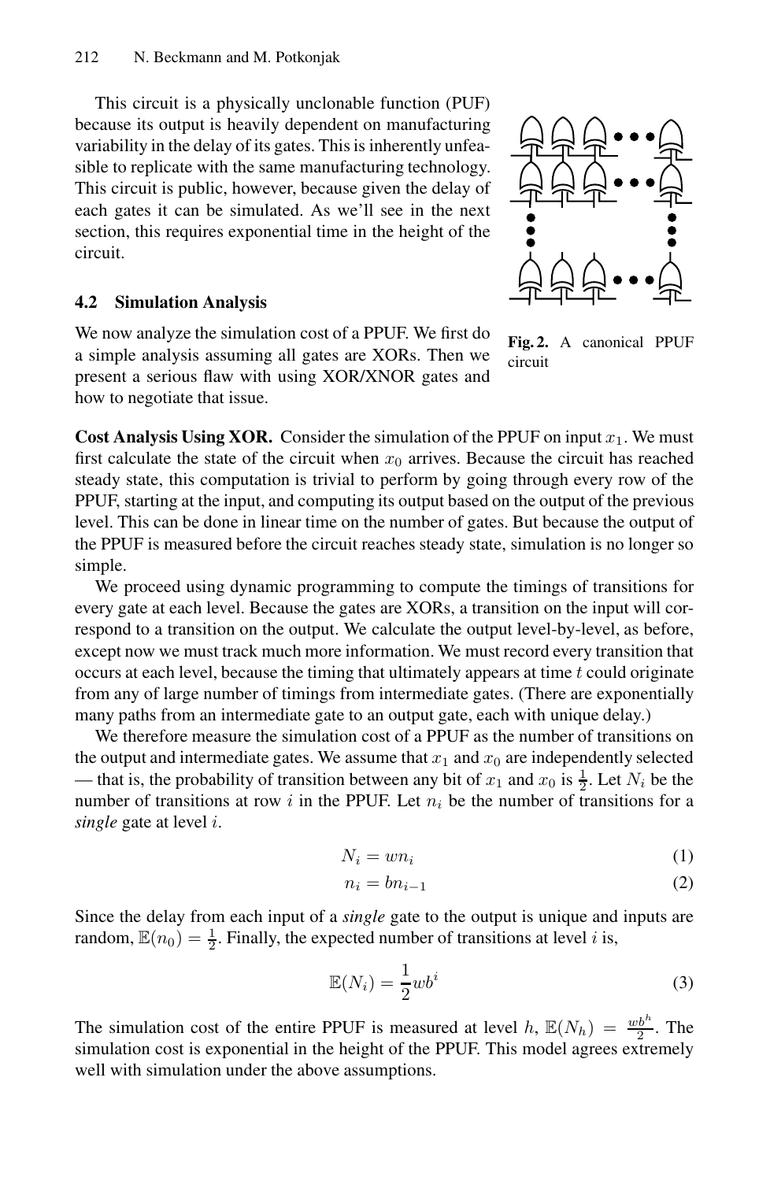This circuit is a physically unclonable function (PUF) because its output is heavily dependent on manufacturing variability in the delay of its gates. This is inherently unfeasible to replicate with the same manufacturing technology. This circuit is public, however, because given the delay of each gates it can be simulated. As we'll see in the next section, this requires exponential time in the height of the circuit.

**Fig. 2.** A canonical PPUF circuit

### 4.2 Simulation Analysis

We now analyze the simulation cost of a PPUF. We first do a simple analysis assuming all gates are XORs. Then we present a serious flaw with using XOR/XNOR gates and how to negotiate that issue.

**Cost Analysis Using XOR.** Consider the simulation of the PPUF on input $x_1$. We must first calculate the state of the circuit when $x_0$ arrives. Because the circuit has reached steady state, this computation is trivial to perform by going through every row of the PPUF, starting at the input, and computing its output based on the output of the previous level. This can be done in linear time on the number of gates. But because the output of the PPUF is measured before the circuit reaches steady state, simulation is no longer so simple.

We proceed using dynamic programming to compute the timings of transitions for every gate at each level. Because the gates are XORs, a transition on the input will correspond to a transition on the output. We calculate the output level-by-level, as before, except now we must track much more information. We must record every transition that occurs at each level, because the timing that ultimately appears at time $t$ could originate from any of large number of timings from intermediate gates. (There are exponentially many paths from an intermediate gate to an output gate, each with unique delay.)

We therefore measure the simulation cost of a PPUF as the number of transitions on the output and intermediate gates. We assume that $x_1$ and $x_0$ are independently selected — that is, the probability of transition between any bit of $x_1$ and $x_0$ is $\frac{1}{2}$. Let $N_i$ be the number of transitions at row $i$ in the PPUF. Let $n_i$ be the number of transitions for a *single* gate at level $i$.

$$N_i = wn_i \tag{1}$$

$$n_i = bn_{i-1} \tag{2}$$

Since the delay from each input of a *single* gate to the output is unique and inputs are random, $\mathbb{E}(n_0) = \frac{1}{2}$. Finally, the expected number of transitions at level $i$ is,

$$\mathbb{E}(N_i) = \frac{1}{2}wb^i \tag{3}$$

The simulation cost of the entire PPUF is measured at level $h$, $\mathbb{E}(N_h) = \frac{wb^h}{2}$. The simulation cost is exponential in the height of the PPUF. This model agrees extremely well with simulation under the above assumptions.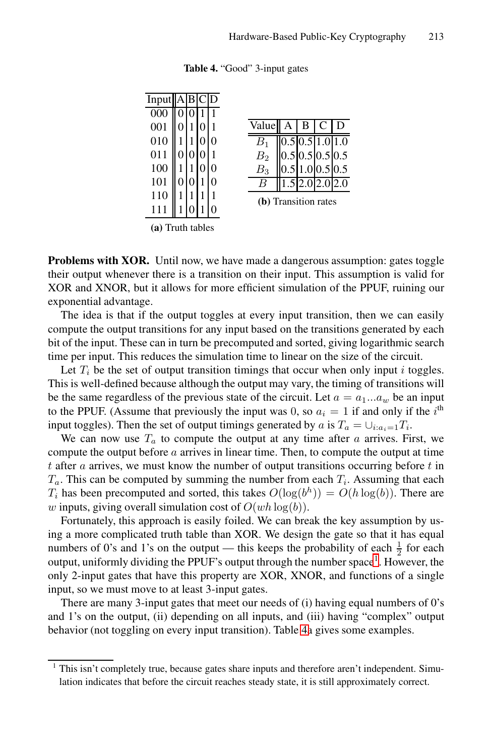**Table 4.** "Good" 3-input gates

| Input | A | B | C | D |
|---|---|---|---|---|
| 000 | 0 | 0 | 1 | 1 |
| 001 | 0 | 1 | 0 | 1 |
| 010 | 1 | 1 | 0 | 0 |
| 011 | 0 | 0 | 0 | 1 |
| 100 | 1 | 1 | 0 | 0 |
| 101 | 0 | 0 | 1 | 0 |
| 110 | 1 | 1 | 1 | 1 |
| 111 | 1 | 0 | 1 | 0 |

**(a)** Truth tables

| Value | A | B | C | D |
|---|---|---|---|---|
| $B_1$ | 0.5 | 0.5 | 1.0 | 1.0 |
| $B_2$ | 0.5 | 0.5 | 0.5 | 0.5 |
| $B_3$ | 0.5 | 1.0 | 0.5 | 0.5 |
| $B$ | 1.5 | 2.0 | 2.0 | 2.0 |

**(b)** Transition rates

**Problems with XOR.** Until now, we have made a dangerous assumption: gates toggle their output whenever there is a transition on their input. This assumption is valid for XOR and XNOR, but it allows for more efficient simulation of the PPUF, ruining our exponential advantage.

The idea is that if the output toggles at every input transition, then we can easily compute the output transitions for any input based on the transitions generated by each bit of the input. These can in turn be precomputed and sorted, giving logarithmic search time per input. This reduces the simulation time to linear on the size of the circuit.

Let $T_i$ be the set of output transition timings that occur when only input $i$ toggles. This is well-defined because although the output may vary, the timing of transitions will be the same regardless of the previous state of the circuit. Let $a = a_1 ... a_w$ be an input to the PPUF. (Assume that previously the input was 0, so $a_i = 1$ if and only if the $i^{\text{th}}$ input toggles). Then the set of output timings generated by $a$ is $T_a = \cup_{i:a_i=1} T_i$.

We can now use $T_a$ to compute the output at any time after $a$ arrives. First, we compute the output before $a$ arrives in linear time. Then, to compute the output at time $t$ after $a$ arrives, we must know the number of output transitions occurring before $t$ in $T_a$. This can be computed by summing the number from each $T_i$. Assuming that each $T_i$ has been precomputed and sorted, this takes $O(\log(b^h)) = O(h \log(b))$. There are $w$ inputs, giving overall simulation cost of $O(wh \log(b))$.

Fortunately, this approach is easily foiled. We can break the key assumption by using a more complicated truth table than XOR. We design the gate so that it has equal numbers of 0's and 1's on the output — this keeps the probability of each $\frac{1}{2}$ for each output, uniformly dividing the PPUF's output through the number space[1]. However, the only 2-input gates that have this property are XOR, XNOR, and functions of a single input, so we must move to at least 3-input gates.

There are many 3-input gates that meet our needs of (i) having equal numbers of 0's and 1's on the output, (ii) depending on all inputs, and (iii) having "complex" output behavior (not toggling on every input transition). Table 4a gives some examples.

[1] This isn't completely true, because gates share inputs and therefore aren't independent. Simulation indicates that before the circuit reaches steady state, it is still approximately correct.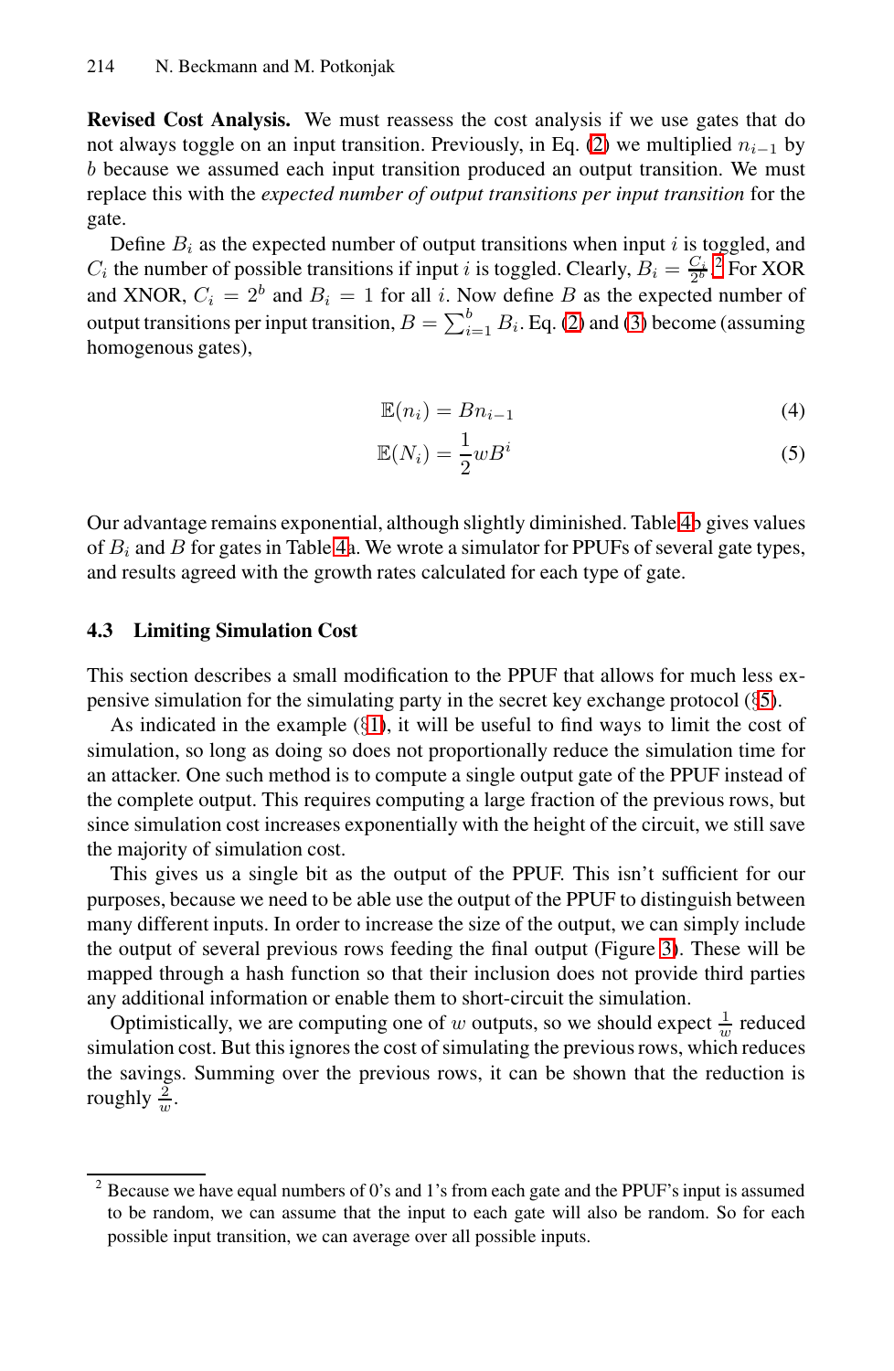**Revised Cost Analysis.** We must reassess the cost analysis if we use gates that do not always toggle on an input transition. Previously, in Eq. (2) we multiplied $n_{i-1}$ by $b$ because we assumed each input transition produced an output transition. We must replace this with the *expected number of output transitions per input transition* for the gate.

Define $B_i$ as the expected number of output transitions when input $i$ is toggled, and $C_i$ the number of possible transitions if input $i$ is toggled. Clearly, $B_i = \frac{C_i}{2^b}$.[2] For XOR and XNOR, $C_i = 2^b$ and $B_i = 1$ for all $i$. Now define $B$ as the expected number of output transitions per input transition, $B = \sum_{i=1}^{b} B_i$. Eq. (2) and (3) become (assuming homogenous gates),

$$\mathbb{E}(n_i) = Bn_{i-1} \tag{4}$$

$$\mathbb{E}(N_i) = \frac{1}{2}wB^i \tag{5}$$

Our advantage remains exponential, although slightly diminished. Table 4b gives values of $B_i$ and $B$ for gates in Table 4a. We wrote a simulator for PPUFs of several gate types, and results agreed with the growth rates calculated for each type of gate.

### 4.3 Limiting Simulation Cost

This section describes a small modification to the PPUF that allows for much less expensive simulation for the simulating party in the secret key exchange protocol (§5).

As indicated in the example (§1), it will be useful to find ways to limit the cost of simulation, so long as doing so does not proportionally reduce the simulation time for an attacker. One such method is to compute a single output gate of the PPUF instead of the complete output. This requires computing a large fraction of the previous rows, but since simulation cost increases exponentially with the height of the circuit, we still save the majority of simulation cost.

This gives us a single bit as the output of the PPUF. This isn't sufficient for our purposes, because we need to be able use the output of the PPUF to distinguish between many different inputs. In order to increase the size of the output, we can simply include the output of several previous rows feeding the final output (Figure 3). These will be mapped through a hash function so that their inclusion does not provide third parties any additional information or enable them to short-circuit the simulation.

Optimistically, we are computing one of $w$ outputs, so we should expect $\frac{1}{w}$ reduced simulation cost. But this ignores the cost of simulating the previous rows, which reduces the savings. Summing over the previous rows, it can be shown that the reduction is roughly $\frac{2}{w}$.

---

[2] Because we have equal numbers of 0's and 1's from each gate and the PPUF's input is assumed to be random, we can assume that the input to each gate will also be random. So for each possible input transition, we can average over all possible inputs.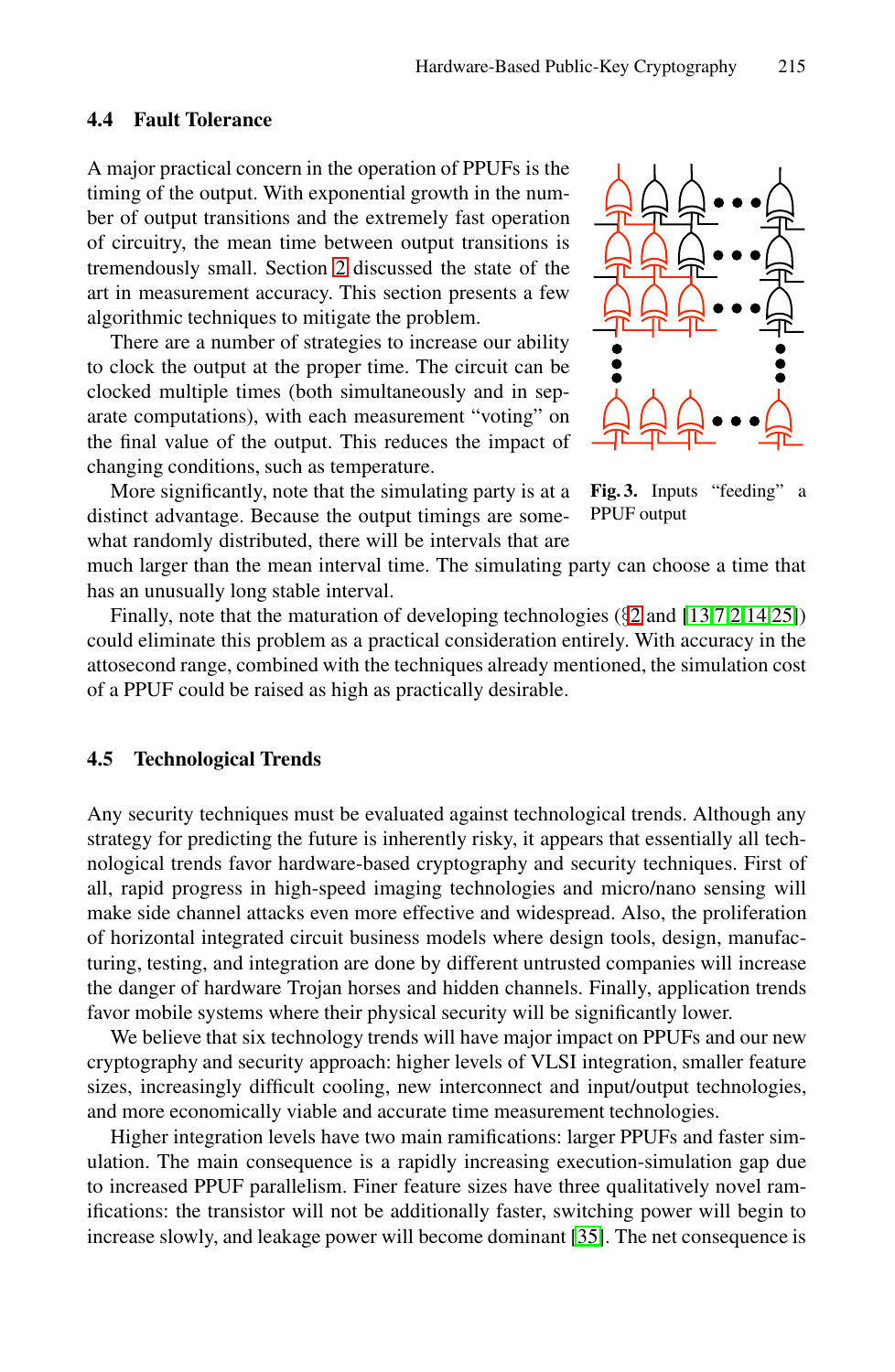### 4.4 Fault Tolerance

A major practical concern in the operation of PPUFs is the timing of the output. With exponential growth in the number of output transitions and the extremely fast operation of circuitry, the mean time between output transitions is tremendously small. Section 2 discussed the state of the art in measurement accuracy. This section presents a few algorithmic techniques to mitigate the problem.

There are a number of strategies to increase our ability to clock the output at the proper time. The circuit can be clocked multiple times (both simultaneously and in separate computations), with each measurement "voting" on the final value of the output. This reduces the impact of changing conditions, such as temperature.

**Fig. 3.** Inputs "feeding" a PPUF output

More significantly, note that the simulating party is at a distinct advantage. Because the output timings are somewhat randomly distributed, there will be intervals that are much larger than the mean interval time. The simulating party can choose a time that has an unusually long stable interval.

Finally, note that the maturation of developing technologies (§2 and [13,7,2,14,25]) could eliminate this problem as a practical consideration entirely. With accuracy in the attosecond range, combined with the techniques already mentioned, the simulation cost of a PPUF could be raised as high as practically desirable.

### 4.5 Technological Trends

Any security techniques must be evaluated against technological trends. Although any strategy for predicting the future is inherently risky, it appears that essentially all technological trends favor hardware-based cryptography and security techniques. First of all, rapid progress in high-speed imaging technologies and micro/nano sensing will make side channel attacks even more effective and widespread. Also, the proliferation of horizontal integrated circuit business models where design tools, design, manufacturing, testing, and integration are done by different untrusted companies will increase the danger of hardware Trojan horses and hidden channels. Finally, application trends favor mobile systems where their physical security will be significantly lower.

We believe that six technology trends will have major impact on PPUFs and our new cryptography and security approach: higher levels of VLSI integration, smaller feature sizes, increasingly difficult cooling, new interconnect and input/output technologies, and more economically viable and accurate time measurement technologies.

Higher integration levels have two main ramifications: larger PPUFs and faster simulation. The main consequence is a rapidly increasing execution-simulation gap due to increased PPUF parallelism. Finer feature sizes have three qualitatively novel ramifications: the transistor will not be additionally faster, switching power will begin to increase slowly, and leakage power will become dominant [35]. The net consequence is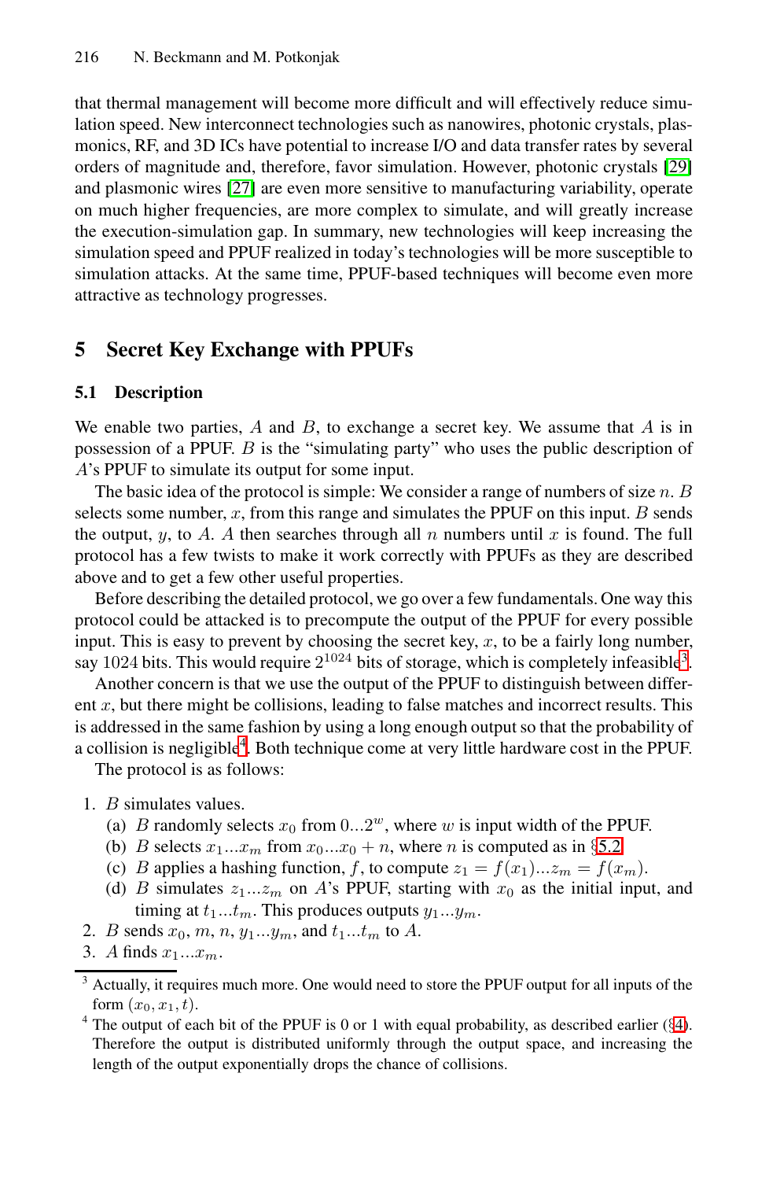that thermal management will become more difficult and will effectively reduce simulation speed. New interconnect technologies such as nanowires, photonic crystals, plasmonics, RF, and 3D ICs have potential to increase I/O and data transfer rates by several orders of magnitude and, therefore, favor simulation. However, photonic crystals [29] and plasmonic wires [27] are even more sensitive to manufacturing variability, operate on much higher frequencies, are more complex to simulate, and will greatly increase the execution-simulation gap. In summary, new technologies will keep increasing the simulation speed and PPUF realized in today's technologies will be more susceptible to simulation attacks. At the same time, PPUF-based techniques will become even more attractive as technology progresses.

## 5 Secret Key Exchange with PPUFs

### 5.1 Description

We enable two parties, $A$ and $B$, to exchange a secret key. We assume that $A$ is in possession of a PPUF. $B$ is the "simulating party" who uses the public description of $A$'s PPUF to simulate its output for some input.

The basic idea of the protocol is simple: We consider a range of numbers of size $n$. $B$ selects some number, $x$, from this range and simulates the PPUF on this input. $B$ sends the output, $y$, to $A$. $A$ then searches through all $n$ numbers until $x$ is found. The full protocol has a few twists to make it work correctly with PPUFs as they are described above and to get a few other useful properties.

Before describing the detailed protocol, we go over a few fundamentals. One way this protocol could be attacked is to precompute the output of the PPUF for every possible input. This is easy to prevent by choosing the secret key, $x$, to be a fairly long number, say 1024 bits. This would require $2^{1024}$ bits of storage, which is completely infeasible[3].

Another concern is that we use the output of the PPUF to distinguish between different $x$, but there might be collisions, leading to false matches and incorrect results. This is addressed in the same fashion by using a long enough output so that the probability of a collision is negligible[4]. Both technique come at very little hardware cost in the PPUF.

The protocol is as follows:

1. $B$ simulates values.
   (a) $B$ randomly selects $x_0$ from $0...2^w$, where $w$ is input width of the PPUF.
   (b) $B$ selects $x_1...x_m$ from $x_0...x_0 + n$, where $n$ is computed as in §5.2.
   (c) $B$ applies a hashing function, $f$, to compute $z_1 = f(x_1)...z_m = f(x_m)$.
   (d) $B$ simulates $z_1...z_m$ on $A$'s PPUF, starting with $x_0$ as the initial input, and timing at $t_1...t_m$. This produces outputs $y_1...y_m$.
2. $B$ sends $x_0$, $m$, $n$, $y_1...y_m$, and $t_1...t_m$ to $A$.
3. $A$ finds $x_1...x_m$.

[3] Actually, it requires much more. One would need to store the PPUF output for all inputs of the form $(x_0, x_1, t)$.

[4] The output of each bit of the PPUF is 0 or 1 with equal probability, as described earlier (§4). Therefore the output is distributed uniformly through the output space, and increasing the length of the output exponentially drops the chance of collisions.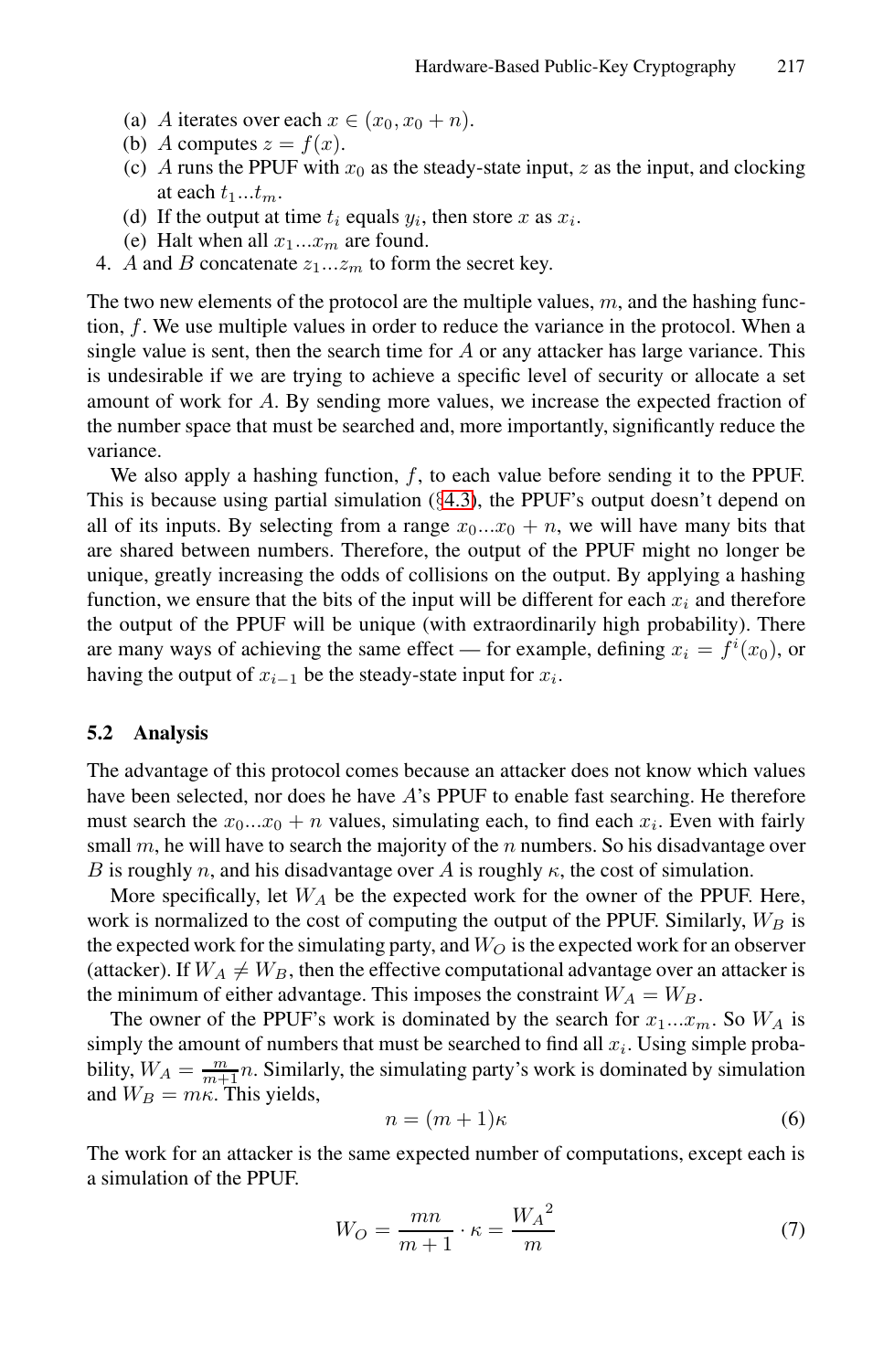(a) $A$ iterates over each $x \in (x_0, x_0 + n)$.
(b) $A$ computes $z = f(x)$.
(c) $A$ runs the PPUF with $x_0$ as the steady-state input, $z$ as the input, and clocking at each $t_1...t_m$.
(d) If the output at time $t_i$ equals $y_i$, then store $x$ as $x_i$.
(e) Halt when all $x_1...x_m$ are found.

4. $A$ and $B$ concatenate $z_1...z_m$ to form the secret key.

The two new elements of the protocol are the multiple values, $m$, and the hashing function, $f$. We use multiple values in order to reduce the variance in the protocol. When a single value is sent, then the search time for $A$ or any attacker has large variance. This is undesirable if we are trying to achieve a specific level of security or allocate a set amount of work for $A$. By sending more values, we increase the expected fraction of the number space that must be searched and, more importantly, significantly reduce the variance.

We also apply a hashing function, $f$, to each value before sending it to the PPUF. This is because using partial simulation (§4.3), the PPUF's output doesn't depend on all of its inputs. By selecting from a range $x_0...x_0 + n$, we will have many bits that are shared between numbers. Therefore, the output of the PPUF might no longer be unique, greatly increasing the odds of collisions on the output. By applying a hashing function, we ensure that the bits of the input will be different for each $x_i$ and therefore the output of the PPUF will be unique (with extraordinarily high probability). There are many ways of achieving the same effect — for example, defining $x_i = f^i(x_0)$, or having the output of $x_{i-1}$ be the steady-state input for $x_i$.

### 5.2 Analysis

The advantage of this protocol comes because an attacker does not know which values have been selected, nor does he have $A$'s PPUF to enable fast searching. He therefore must search the $x_0...x_0 + n$ values, simulating each, to find each $x_i$. Even with fairly small $m$, he will have to search the majority of the $n$ numbers. So his disadvantage over $B$ is roughly $n$, and his disadvantage over $A$ is roughly $\kappa$, the cost of simulation.

More specifically, let $W_A$ be the expected work for the owner of the PPUF. Here, work is normalized to the cost of computing the output of the PPUF. Similarly, $W_B$ is the expected work for the simulating party, and $W_O$ is the expected work for an observer (attacker). If $W_A \neq W_B$, then the effective computational advantage over an attacker is the minimum of either advantage. This imposes the constraint $W_A = W_B$.

The owner of the PPUF's work is dominated by the search for $x_1...x_m$. So $W_A$ is simply the amount of numbers that must be searched to find all $x_i$. Using simple probability, $W_A = \frac{m}{m+1}n$. Similarly, the simulating party's work is dominated by simulation and $W_B = m\kappa$. This yields,

$$n = (m + 1)\kappa \tag{6}$$

The work for an attacker is the same expected number of computations, except each is a simulation of the PPUF.

$$W_O = \frac{mn}{m+1} \cdot \kappa = \frac{{W_A}^2}{m} \tag{7}$$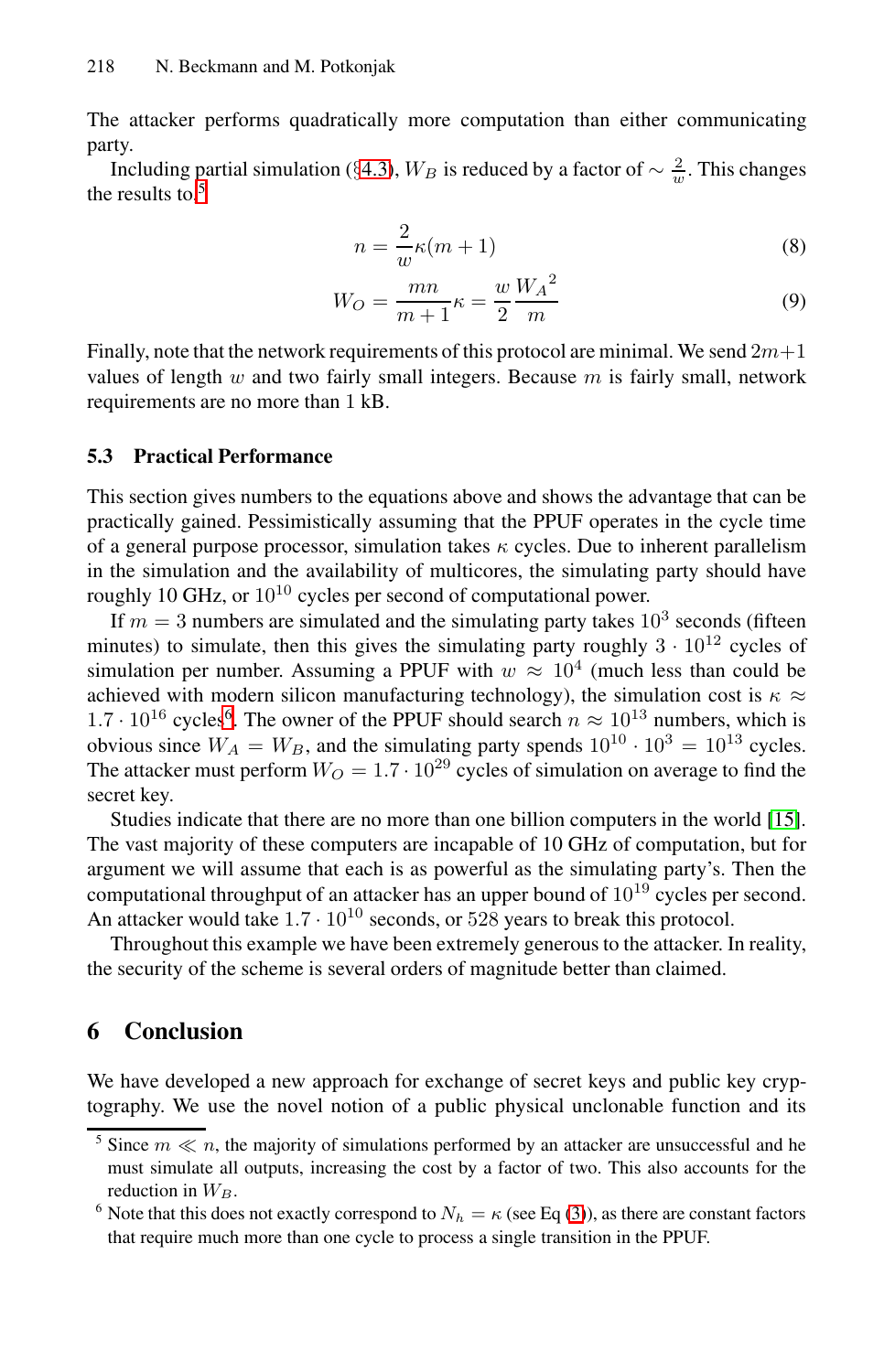The attacker performs quadratically more computation than either communicating party.

Including partial simulation (§4.3), $W_B$ is reduced by a factor of $\sim \frac{2}{w}$. This changes the results to:[5]

$$n = \frac{2}{w}\kappa(m+1) \tag{8}$$

$$W_O = \frac{mn}{m+1}\kappa = \frac{w}{2}\frac{{W_A}^2}{m} \tag{9}$$

Finally, note that the network requirements of this protocol are minimal. We send $2m+1$ values of length $w$ and two fairly small integers. Because $m$ is fairly small, network requirements are no more than 1 kB.

### 5.3 Practical Performance

This section gives numbers to the equations above and shows the advantage that can be practically gained. Pessimistically assuming that the PPUF operates in the cycle time of a general purpose processor, simulation takes $\kappa$ cycles. Due to inherent parallelism in the simulation and the availability of multicores, the simulating party should have roughly 10 GHz, or $10^{10}$ cycles per second of computational power.

If $m = 3$ numbers are simulated and the simulating party takes $10^3$ seconds (fifteen minutes) to simulate, then this gives the simulating party roughly $3 \cdot 10^{12}$ cycles of simulation per number. Assuming a PPUF with $w \approx 10^4$ (much less than could be achieved with modern silicon manufacturing technology), the simulation cost is $\kappa \approx 1.7 \cdot 10^{16}$ cycles[6]. The owner of the PPUF should search $n \approx 10^{13}$ numbers, which is obvious since $W_A = W_B$, and the simulating party spends $10^{10} \cdot 10^3 = 10^{13}$ cycles. The attacker must perform $W_O = 1.7 \cdot 10^{29}$ cycles of simulation on average to find the secret key.

Studies indicate that there are no more than one billion computers in the world [15]. The vast majority of these computers are incapable of 10 GHz of computation, but for argument we will assume that each is as powerful as the simulating party's. Then the computational throughput of an attacker has an upper bound of $10^{19}$ cycles per second. An attacker would take $1.7 \cdot 10^{10}$ seconds, or 528 years to break this protocol.

Throughout this example we have been extremely generous to the attacker. In reality, the security of the scheme is several orders of magnitude better than claimed.

## 6 Conclusion

We have developed a new approach for exchange of secret keys and public key cryptography. We use the novel notion of a public physical unclonable function and its

---

[5] Since $m \ll n$, the majority of simulations performed by an attacker are unsuccessful and he must simulate all outputs, increasing the cost by a factor of two. This also accounts for the reduction in $W_B$.

[6] Note that this does not exactly correspond to $N_h = \kappa$ (see Eq (3)), as there are constant factors that require much more than one cycle to process a single transition in the PPUF.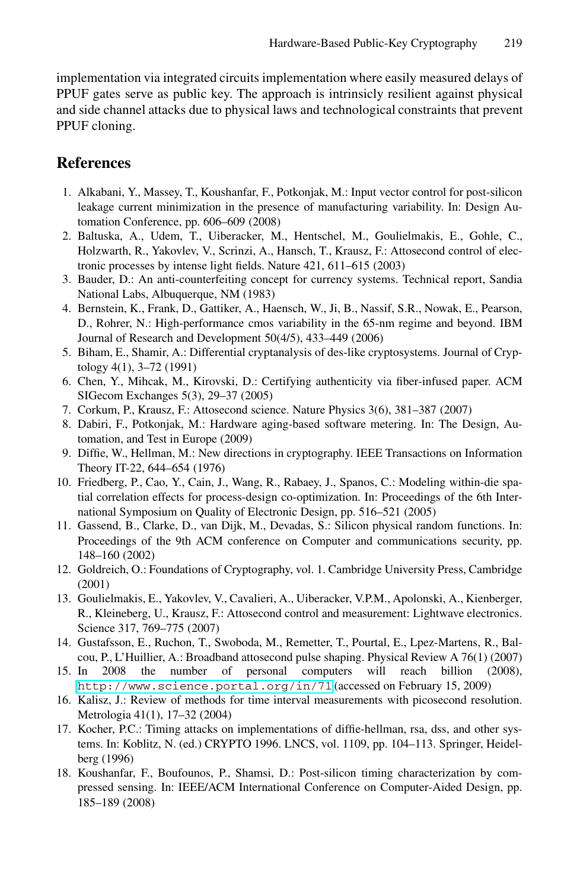implementation via integrated circuits implementation where easily measured delays of PPUF gates serve as public key. The approach is intrinsicly resilient against physical and side channel attacks due to physical laws and technological constraints that prevent PPUF cloning.

## References

1. Alkabani, Y., Massey, T., Koushanfar, F., Potkonjak, M.: Input vector control for post-silicon leakage current minimization in the presence of manufacturing variability. In: Design Automation Conference, pp. 606–609 (2008)
2. Baltuska, A., Udem, T., Uiberacker, M., Hentschel, M., Goulielmakis, E., Gohle, C., Holzwarth, R., Yakovlev, V., Scrinzi, A., Hansch, T., Krausz, F.: Attosecond control of electronic processes by intense light fields. Nature 421, 611–615 (2003)
3. Bauder, D.: An anti-counterfeiting concept for currency systems. Technical report, Sandia National Labs, Albuquerque, NM (1983)
4. Bernstein, K., Frank, D., Gattiker, A., Haensch, W., Ji, B., Nassif, S.R., Nowak, E., Pearson, D., Rohrer, N.: High-performance cmos variability in the 65-nm regime and beyond. IBM Journal of Research and Development 50(4/5), 433–449 (2006)
5. Biham, E., Shamir, A.: Differential cryptanalysis of des-like cryptosystems. Journal of Cryptology 4(1), 3–72 (1991)
6. Chen, Y., Mihcak, M., Kirovski, D.: Certifying authenticity via fiber-infused paper. ACM SIGecom Exchanges 5(3), 29–37 (2005)
7. Corkum, P., Krausz, F.: Attosecond science. Nature Physics 3(6), 381–387 (2007)
8. Dabiri, F., Potkonjak, M.: Hardware aging-based software metering. In: The Design, Automation, and Test in Europe (2009)
9. Diffie, W., Hellman, M.: New directions in cryptography. IEEE Transactions on Information Theory IT-22, 644–654 (1976)
10. Friedberg, P., Cao, Y., Cain, J., Wang, R., Rabaey, J., Spanos, C.: Modeling within-die spatial correlation effects for process-design co-optimization. In: Proceedings of the 6th International Symposium on Quality of Electronic Design, pp. 516–521 (2005)
11. Gassend, B., Clarke, D., van Dijk, M., Devadas, S.: Silicon physical random functions. In: Proceedings of the 9th ACM conference on Computer and communications security, pp. 148–160 (2002)
12. Goldreich, O.: Foundations of Cryptography, vol. 1. Cambridge University Press, Cambridge (2001)
13. Goulielmakis, E., Yakovlev, V., Cavalieri, A., Uiberacker, V.P.M., Apolonski, A., Kienberger, R., Kleineberg, U., Krausz, F.: Attosecond control and measurement: Lightwave electronics. Science 317, 769–775 (2007)
14. Gustafsson, E., Ruchon, T., Swoboda, M., Remetter, T., Pourtal, E., Lpez-Martens, R., Balcou, P., L'Huillier, A.: Broadband attosecond pulse shaping. Physical Review A 76(1) (2007)
15. In 2008 the number of personal computers will reach billion (2008), http://www.science.portal.org/in/71 (accessed on February 15, 2009)
16. Kalisz, J.: Review of methods for time interval measurements with picosecond resolution. Metrologia 41(1), 17–32 (2004)
17. Kocher, P.C.: Timing attacks on implementations of diffie-hellman, rsa, dss, and other systems. In: Koblitz, N. (ed.) CRYPTO 1996. LNCS, vol. 1109, pp. 104–113. Springer, Heidelberg (1996)
18. Koushanfar, F., Boufounos, P., Shamsi, D.: Post-silicon timing characterization by compressed sensing. In: IEEE/ACM International Conference on Computer-Aided Design, pp. 185–189 (2008)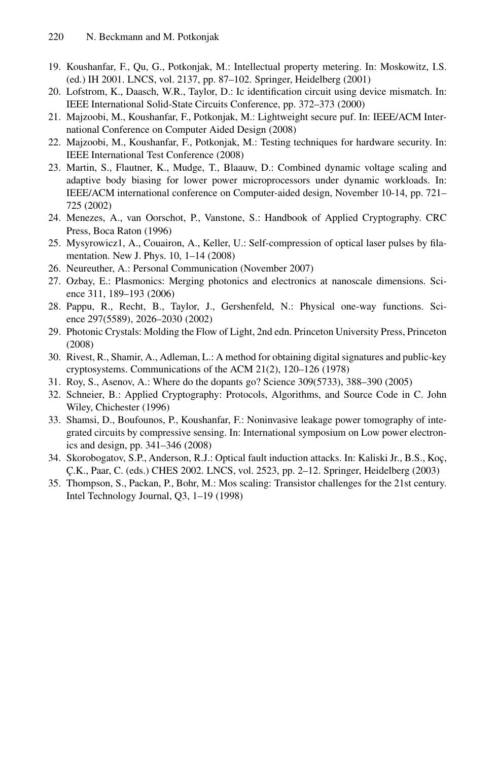19. Koushanfar, F., Qu, G., Potkonjak, M.: Intellectual property metering. In: Moskowitz, I.S. (ed.) IH 2001. LNCS, vol. 2137, pp. 87–102. Springer, Heidelberg (2001)
20. Lofstrom, K., Daasch, W.R., Taylor, D.: Ic identification circuit using device mismatch. In: IEEE International Solid-State Circuits Conference, pp. 372–373 (2000)
21. Majzoobi, M., Koushanfar, F., Potkonjak, M.: Lightweight secure puf. In: IEEE/ACM International Conference on Computer Aided Design (2008)
22. Majzoobi, M., Koushanfar, F., Potkonjak, M.: Testing techniques for hardware security. In: IEEE International Test Conference (2008)
23. Martin, S., Flautner, K., Mudge, T., Blaauw, D.: Combined dynamic voltage scaling and adaptive body biasing for lower power microprocessors under dynamic workloads. In: IEEE/ACM international conference on Computer-aided design, November 10-14, pp. 721–725 (2002)
24. Menezes, A., van Oorschot, P., Vanstone, S.: Handbook of Applied Cryptography. CRC Press, Boca Raton (1996)
25. Mysyrowicz1, A., Couairon, A., Keller, U.: Self-compression of optical laser pulses by filamentation. New J. Phys. 10, 1–14 (2008)
26. Neureuther, A.: Personal Communication (November 2007)
27. Ozbay, E.: Plasmonics: Merging photonics and electronics at nanoscale dimensions. Science 311, 189–193 (2006)
28. Pappu, R., Recht, B., Taylor, J., Gershenfeld, N.: Physical one-way functions. Science 297(5589), 2026–2030 (2002)
29. Photonic Crystals: Molding the Flow of Light, 2nd edn. Princeton University Press, Princeton (2008)
30. Rivest, R., Shamir, A., Adleman, L.: A method for obtaining digital signatures and public-key cryptosystems. Communications of the ACM 21(2), 120–126 (1978)
31. Roy, S., Asenov, A.: Where do the dopants go? Science 309(5733), 388–390 (2005)
32. Schneier, B.: Applied Cryptography: Protocols, Algorithms, and Source Code in C. John Wiley, Chichester (1996)
33. Shamsi, D., Boufounos, P., Koushanfar, F.: Noninvasive leakage power tomography of integrated circuits by compressive sensing. In: International symposium on Low power electronics and design, pp. 341–346 (2008)
34. Skorobogatov, S.P., Anderson, R.J.: Optical fault induction attacks. In: Kaliski Jr., B.S., Koç, Ç.K., Paar, C. (eds.) CHES 2002. LNCS, vol. 2523, pp. 2–12. Springer, Heidelberg (2003)
35. Thompson, S., Packan, P., Bohr, M.: Mos scaling: Transistor challenges for the 21st century. Intel Technology Journal, Q3, 1–19 (1998)